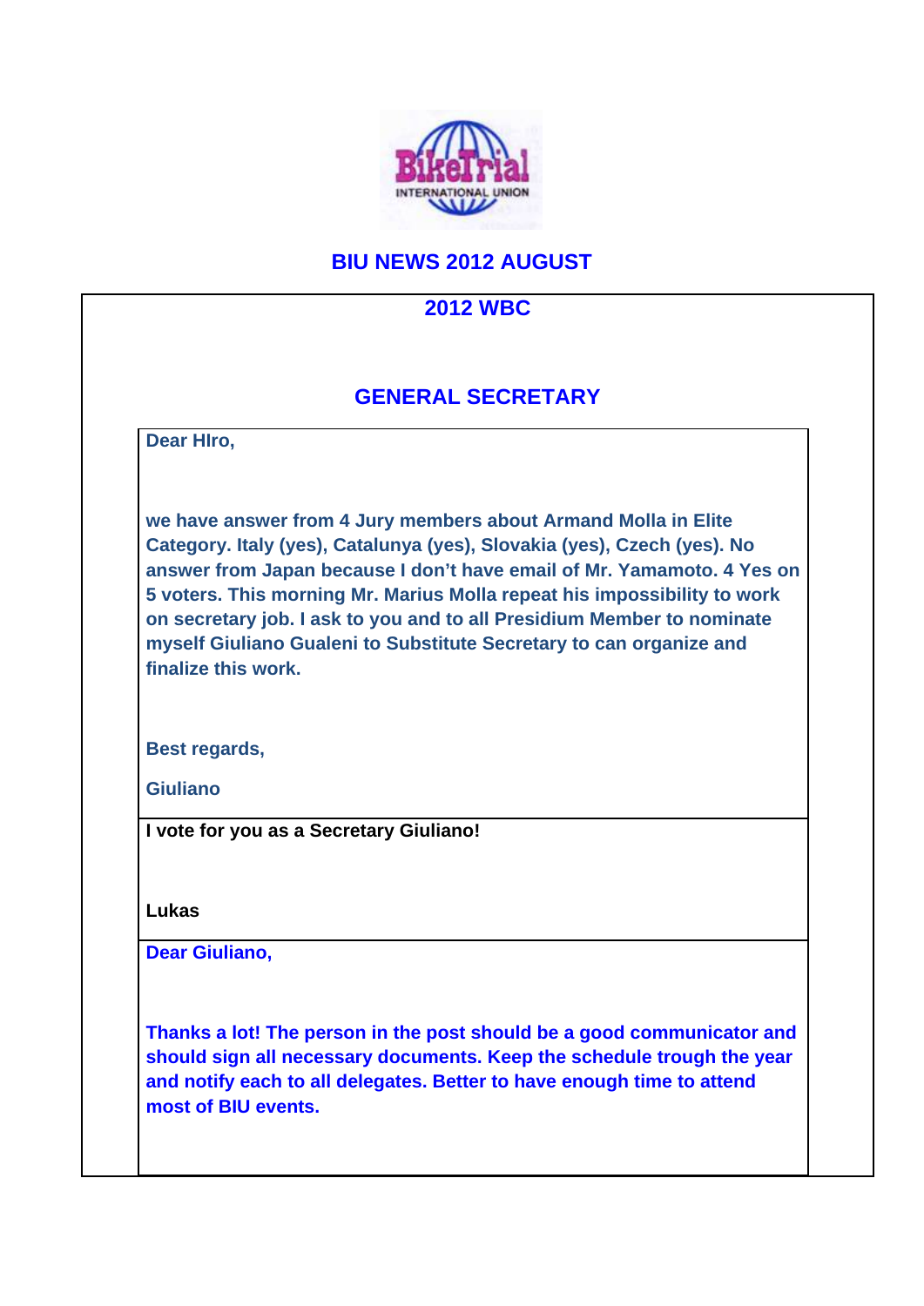# BIU NEWS 2012 AUGUST

## 2012 WBC

## GENERAL SECRETARY

**Dear HIro,**

**we have answer from 4 Jury members about Armand Molla in Elite Category. Italy (yes), Catalunya (yes), Slovakia (yes), Czech (yes). No answer from Japan because I don't have email of Mr. Yamamoto. 4 Yes on 5 voters. This morning Mr. Marius Molla repeat his impossibility to work on secretary job. I ask to you and to all Presidium Member to nominate myself Giuliano Gualeni to Substitute Secretary to can organize and finalize this work.**

**Best regards,**

**Giuliano**

---

**I vote for you as a Secretary Giuliano!**

**Lukas**

---

**Dear Giuliano,**

**Thanks a lot! The person in the post should be a good communicator and should sign all necessary documents. Keep the schedule trough the year and notify each to all delegates. Better to have enough time to attend most of BIU events.**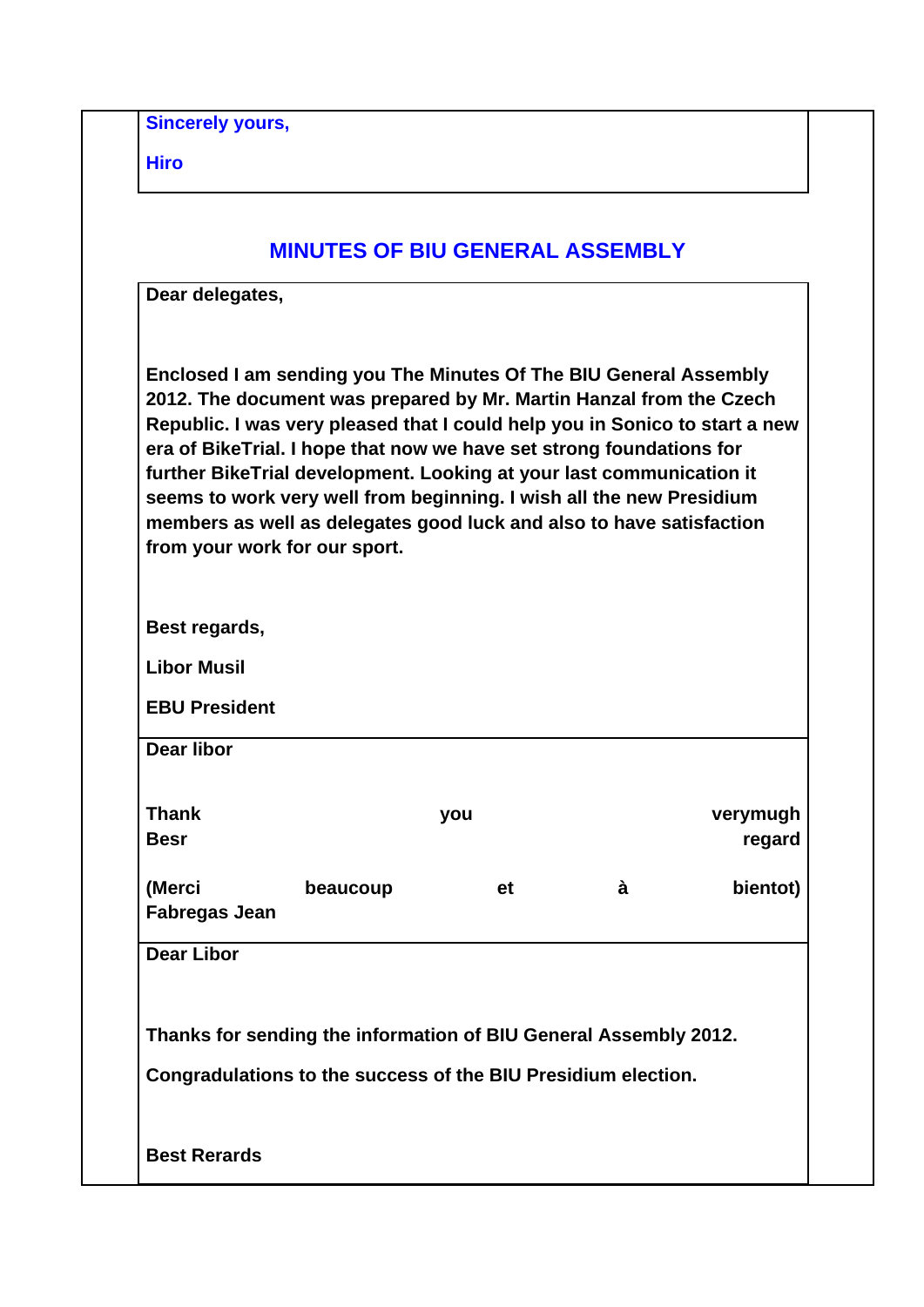**Sincerely yours,**

**Hiro**

## MINUTES OF BIU GENERAL ASSEMBLY

**Dear delegates,**

**Enclosed I am sending you The Minutes Of The BIU General Assembly 2012. The document was prepared by Mr. Martin Hanzal from the Czech Republic. I was very pleased that I could help you in Sonico to start a new era of BikeTrial. I hope that now we have set strong foundations for further BikeTrial development. Looking at your last communication it seems to work very well from beginning. I wish all the new Presidium members as well as delegates good luck and also to have satisfaction from your work for our sport.**

**Best regards,**

**Libor Musil**

**EBU President**

**Dear libor**

**Thank you verymugh**
**Besr regard**

**(Merci beaucoup et à bientot)**
**Fabregas Jean**

**Dear Libor**

**Thanks for sending the information of BIU General Assembly 2012.**

**Congradulations to the success of the BIU Presidium election.**

**Best Rerards**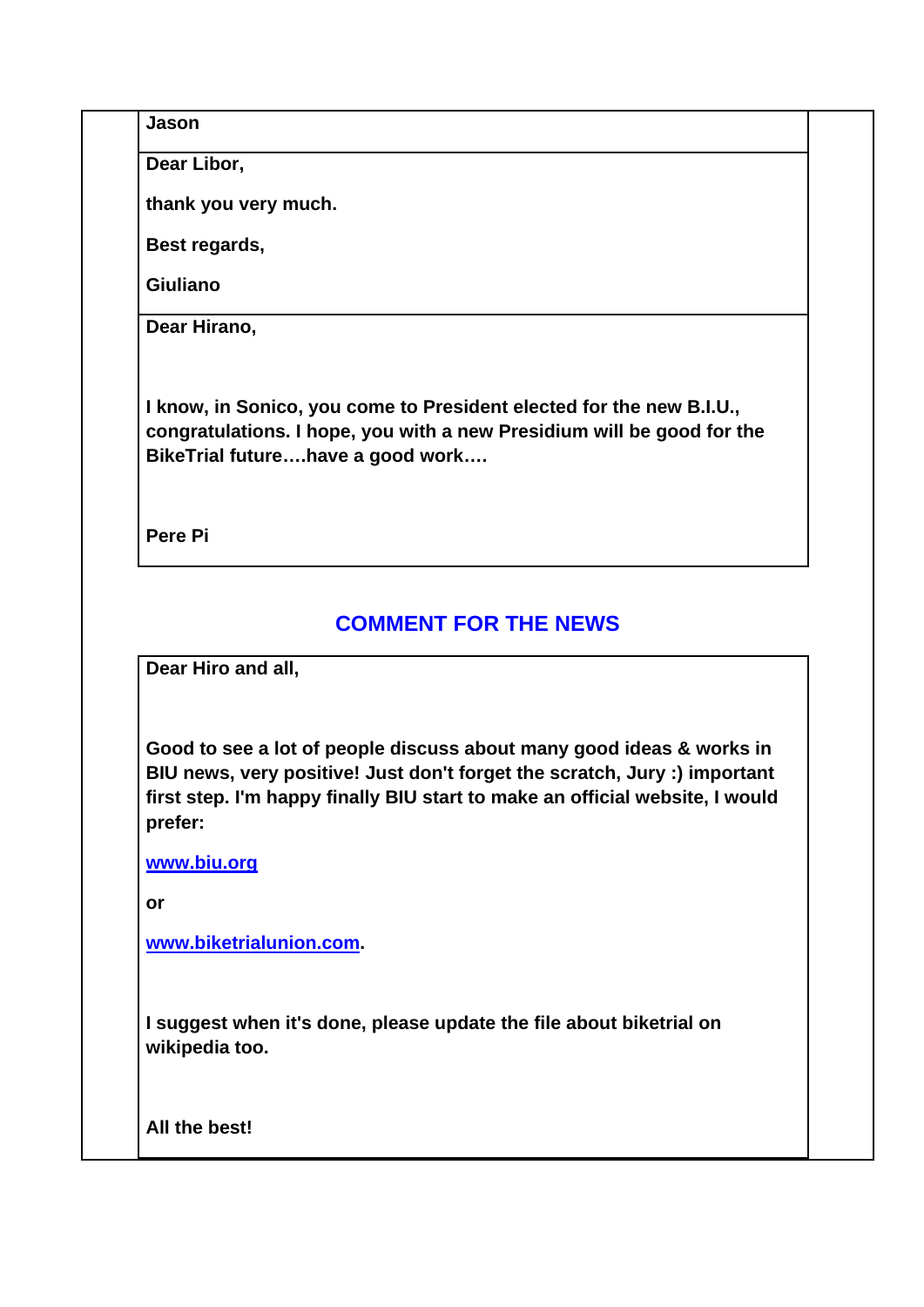**Jason**

---

**Dear Libor,**

**thank you very much.**

**Best regards,**

**Giuliano**

---

**Dear Hirano,**

**I know, in Sonico, you come to President elected for the new B.I.U., congratulations. I hope, you with a new Presidium will be good for the BikeTrial future….have a good work….**

**Pere Pi**

## COMMENT FOR THE NEWS

**Dear Hiro and all,**

**Good to see a lot of people discuss about many good ideas & works in BIU news, very positive! Just don't forget the scratch, Jury :) important first step. I'm happy finally BIU start to make an official website, I would prefer:**

**[www.biu.org](http://www.biu.org)**

**or**

**[www.biketrialunion.com](http://www.biketrialunion.com).**

**I suggest when it's done, please update the file about biketrial on wikipedia too.**

**All the best!**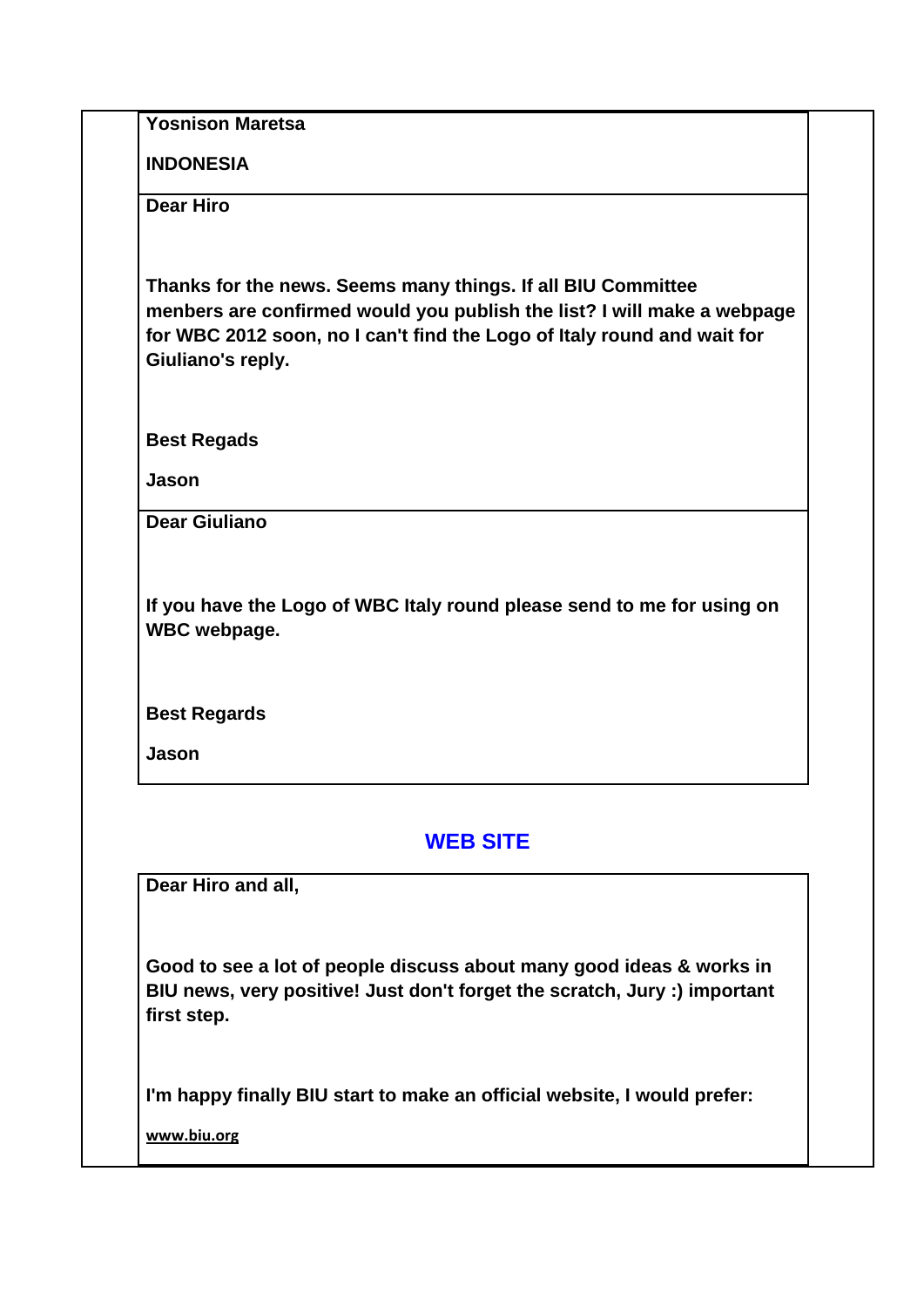**Yosnison Maretsa**

**INDONESIA**

**Dear Hiro**

**Thanks for the news. Seems many things. If all BIU Committee menbers are confirmed would you publish the list? I will make a webpage for WBC 2012 soon, no I can't find the Logo of Italy round and wait for Giuliano's reply.**

**Best Regads**

**Jason**

**Dear Giuliano**

**If you have the Logo of WBC Italy round please send to me for using on WBC webpage.**

**Best Regards**

**Jason**

## WEB SITE

**Dear Hiro and all,**

**Good to see a lot of people discuss about many good ideas & works in BIU news, very positive! Just don't forget the scratch, Jury :) important first step.**

**I'm happy finally BIU start to make an official website, I would prefer:**

**www.biu.org**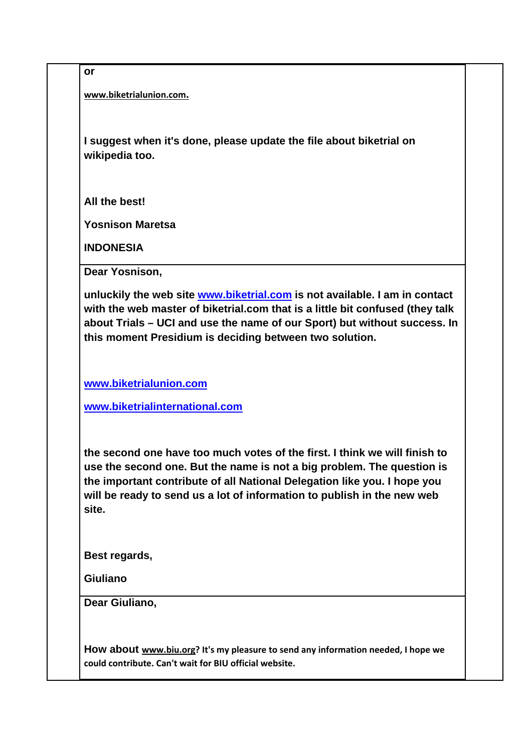**or**

**www.biketrialunion.com.**

**I suggest when it's done, please update the file about biketrial on wikipedia too.**

**All the best!**

**Yosnison Maretsa**

**INDONESIA**

---

**Dear Yosnison,**

**unluckily the web site www.biketrial.com is not available. I am in contact with the web master of biketrial.com that is a little bit confused (they talk about Trials – UCI and use the name of our Sport) but without success. In this moment Presidium is deciding between two solution.**

**www.biketrialunion.com**

**www.biketrialinternational.com**

**the second one have too much votes of the first. I think we will finish to use the second one. But the name is not a big problem. The question is the important contribute of all National Delegation like you. I hope you will be ready to send us a lot of information to publish in the new web site.**

**Best regards,**

**Giuliano**

---

**Dear Giuliano,**

**How about www.biu.org? It's my pleasure to send any information needed, I hope we could contribute. Can't wait for BIU official website.**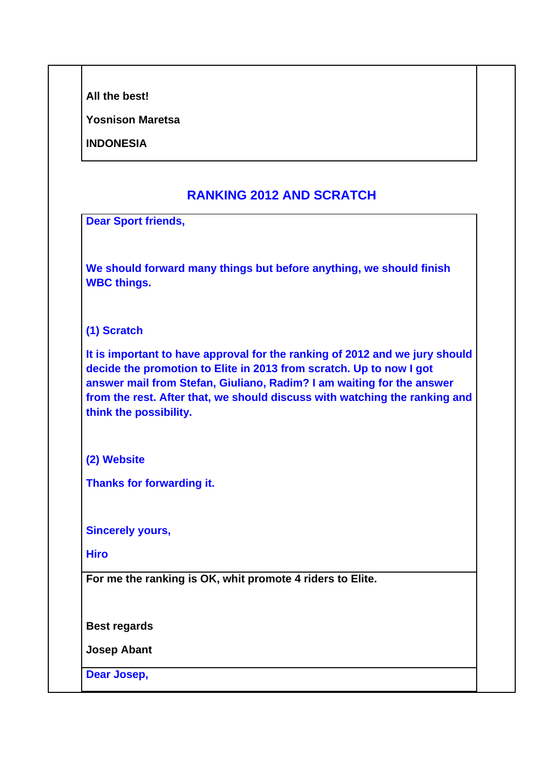**All the best!**

**Yosnison Maretsa**

**INDONESIA**

## RANKING 2012 AND SCRATCH

**Dear Sport friends,**

**We should forward many things but before anything, we should finish WBC things.**

**(1) Scratch**

**It is important to have approval for the ranking of 2012 and we jury should decide the promotion to Elite in 2013 from scratch. Up to now I got answer mail from Stefan, Giuliano, Radim? I am waiting for the answer from the rest. After that, we should discuss with watching the ranking and think the possibility.**

**(2) Website**

**Thanks for forwarding it.**

**Sincerely yours,**

**Hiro**

**For me the ranking is OK, whit promote 4 riders to Elite.**

**Best regards**

**Josep Abant**

**Dear Josep,**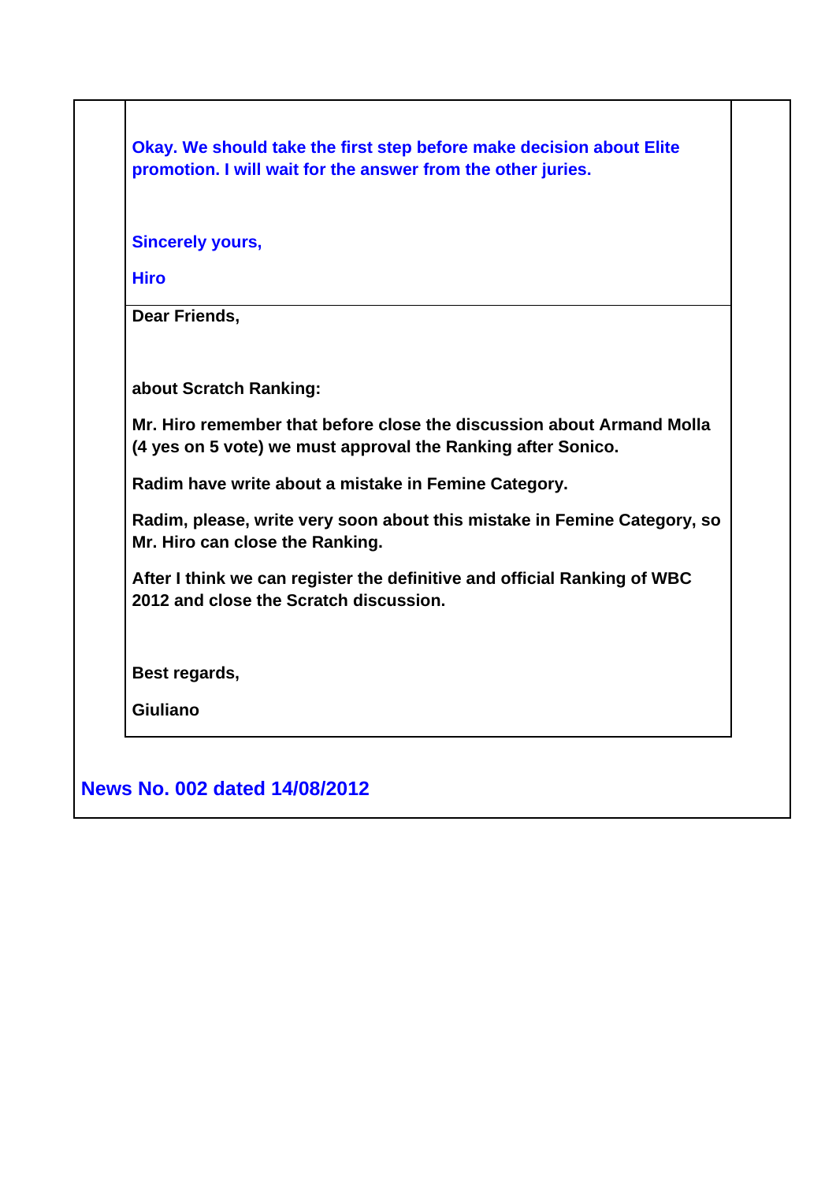**Okay. We should take the first step before make decision about Elite promotion. I will wait for the answer from the other juries.**

**Sincerely yours,**

**Hiro**

---

**Dear Friends,**

**about Scratch Ranking:**

**Mr. Hiro remember that before close the discussion about Armand Molla (4 yes on 5 vote) we must approval the Ranking after Sonico.**

**Radim have write about a mistake in Femine Category.**

**Radim, please, write very soon about this mistake in Femine Category, so Mr. Hiro can close the Ranking.**

**After I think we can register the definitive and official Ranking of WBC 2012 and close the Scratch discussion.**

**Best regards,**

**Giuliano**

## News No. 002 dated 14/08/2012